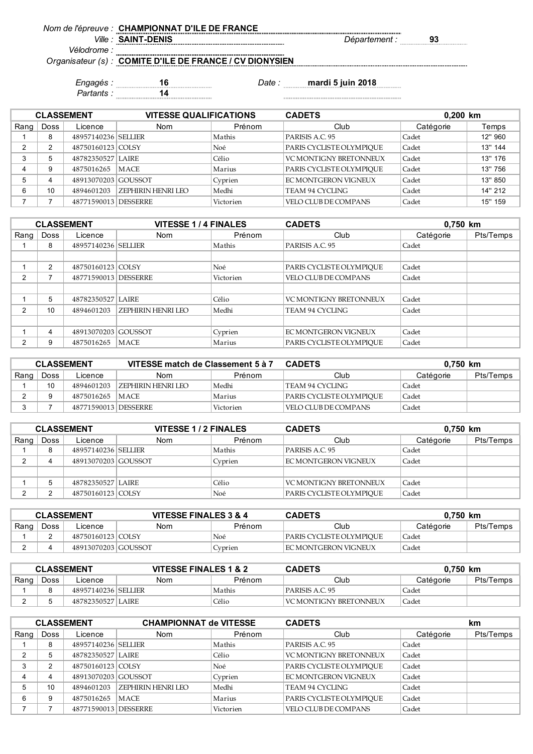*Nom de l'épreuve :* **CHAMPIONNAT D'ILE DE FRANCE**

*Ville :* **SAINT-DENIS** *Département :* **93**

*Vélodrome :*

*Organisateur (s) :* **COMITE D'ILE DE FRANCE / CV DIONYSIEN**

*Engagés :* **16** *Date :* **mardi 5 juin 2018**

*Partants :* **14**

| CLASSEMENT | | VITESSE QUALIFICATIONS | | | CADETS | 0,200 km | |
|---|---|---|---|---|---|---|---|
| Rang | Doss | Licence | Nom | Prénom | Club | Catégorie | Temps |
| 1 | 8 | 48957140236 | SELLIER | Mathis | PARISIS A.C. 95 | Cadet | 12'' 960 |
| 2 | 2 | 48750160123 | COLSY | Noé | PARIS CYCLISTE OLYMPIQUE | Cadet | 13'' 144 |
| 3 | 5 | 48782350527 | LAIRE | Célio | VC MONTIGNY BRETONNEUX | Cadet | 13'' 176 |
| 4 | 9 | 4875016265 | MACE | Marius | PARIS CYCLISTE OLYMPIQUE | Cadet | 13'' 756 |
| 5 | 4 | 48913070203 | GOUSSOT | Cyprien | EC MONTGERON VIGNEUX | Cadet | 13'' 850 |
| 6 | 10 | 4894601203 | ZEPHIRIN HENRI LEO | Medhi | TEAM 94 CYCLING | Cadet | 14'' 212 |
| 7 | 7 | 48771590013 | DESSERRE | Victorien | VELO CLUB DE COMPANS | Cadet | 15'' 159 |

| CLASSEMENT | | VITESSE 1 / 4 FINALES | | | CADETS | 0,750 km | |
|---|---|---|---|---|---|---|---|
| Rang | Doss | Licence | Nom | Prénom | Club | Catégorie | Pts/Temps |
| 1 | 8 | 48957140236 | SELLIER | Mathis | PARISIS A.C. 95 | Cadet | |
| | | | | | | | |
| 1 | 2 | 48750160123 | COLSY | Noé | PARIS CYCLISTE OLYMPIQUE | Cadet | |
| 2 | 7 | 48771590013 | DESSERRE | Victorien | VELO CLUB DE COMPANS | Cadet | |
| | | | | | | | |
| 1 | 5 | 48782350527 | LAIRE | Célio | VC MONTIGNY BRETONNEUX | Cadet | |
| 2 | 10 | 4894601203 | ZEPHIRIN HENRI LEO | Medhi | TEAM 94 CYCLING | Cadet | |
| | | | | | | | |
| 1 | 4 | 48913070203 | GOUSSOT | Cyprien | EC MONTGERON VIGNEUX | Cadet | |
| 2 | 9 | 4875016265 | MACE | Marius | PARIS CYCLISTE OLYMPIQUE | Cadet | |

| CLASSEMENT | | VITESSE match de Classement 5 à 7 | | | CADETS | 0,750 km | |
|---|---|---|---|---|---|---|---|
| Rang | Doss | Licence | Nom | Prénom | Club | Catégorie | Pts/Temps |
| 1 | 10 | 4894601203 | ZEPHIRIN HENRI LEO | Medhi | TEAM 94 CYCLING | Cadet | |
| 2 | 9 | 4875016265 | MACE | Marius | PARIS CYCLISTE OLYMPIQUE | Cadet | |
| 3 | 7 | 48771590013 | DESSERRE | Victorien | VELO CLUB DE COMPANS | Cadet | |

| CLASSEMENT | | VITESSE 1 / 2 FINALES | | | CADETS | 0,750 km | |
|---|---|---|---|---|---|---|---|
| Rang | Doss | Licence | Nom | Prénom | Club | Catégorie | Pts/Temps |
| 1 | 8 | 48957140236 | SELLIER | Mathis | PARISIS A.C. 95 | Cadet | |
| 2 | 4 | 48913070203 | GOUSSOT | Cyprien | EC MONTGERON VIGNEUX | Cadet | |
| | | | | | | | |
| 1 | 5 | 48782350527 | LAIRE | Célio | VC MONTIGNY BRETONNEUX | Cadet | |
| 2 | 2 | 48750160123 | COLSY | Noé | PARIS CYCLISTE OLYMPIQUE | Cadet | |

| CLASSEMENT | | VITESSE FINALES 3 & 4 | | | CADETS | 0,750 km | |
|---|---|---|---|---|---|---|---|
| Rang | Doss | Licence | Nom | Prénom | Club | Catégorie | Pts/Temps |
| 1 | 2 | 48750160123 | COLSY | Noé | PARIS CYCLISTE OLYMPIQUE | Cadet | |
| 2 | 4 | 48913070203 | GOUSSOT | Cyprien | EC MONTGERON VIGNEUX | Cadet | |

| CLASSEMENT | | VITESSE FINALES 1 & 2 | | | CADETS | 0,750 km | |
|---|---|---|---|---|---|---|---|
| Rang | Doss | Licence | Nom | Prénom | Club | Catégorie | Pts/Temps |
| 1 | 8 | 48957140236 | SELLIER | Mathis | PARISIS A.C. 95 | Cadet | |
| 2 | 5 | 48782350527 | LAIRE | Célio | VC MONTIGNY BRETONNEUX | Cadet | |

| CLASSEMENT | | CHAMPIONNAT de VITESSE | | | CADETS | km | |
|---|---|---|---|---|---|---|---|
| Rang | Doss | Licence | Nom | Prénom | Club | Catégorie | Pts/Temps |
| 1 | 8 | 48957140236 | SELLIER | Mathis | PARISIS A.C. 95 | Cadet | |
| 2 | 5 | 48782350527 | LAIRE | Célio | VC MONTIGNY BRETONNEUX | Cadet | |
| 3 | 2 | 48750160123 | COLSY | Noé | PARIS CYCLISTE OLYMPIQUE | Cadet | |
| 4 | 4 | 48913070203 | GOUSSOT | Cyprien | EC MONTGERON VIGNEUX | Cadet | |
| 5 | 10 | 4894601203 | ZEPHIRIN HENRI LEO | Medhi | TEAM 94 CYCLING | Cadet | |
| 6 | 9 | 4875016265 | MACE | Marius | PARIS CYCLISTE OLYMPIQUE | Cadet | |
| 7 | 7 | 48771590013 | DESSERRE | Victorien | VELO CLUB DE COMPANS | Cadet | |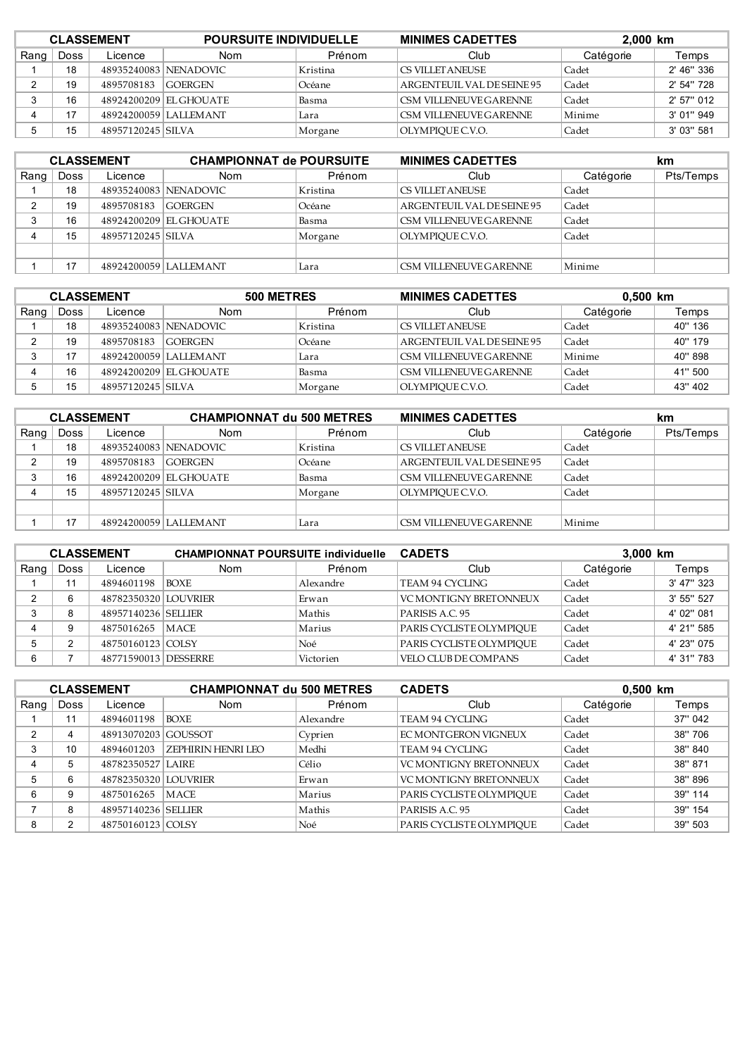| CLASSEMENT | | | POURSUITE INDIVIDUELLE | | MINIMES CADETTES | 2,000 km | |
|---|---|---|---|---|---|---|---|
| Rang | Doss | Licence | Nom | Prénom | Club | Catégorie | Temps |
| 1 | 18 | 48935240083 | NENADOVIC | Kristina | CS VILLETANEUSE | Cadet | 2' 46'' 336 |
| 2 | 19 | 4895708183 | GOERGEN | Océane | ARGENTEUIL VAL DE SEINE 95 | Cadet | 2' 54'' 728 |
| 3 | 16 | 48924200209 | EL GHOUATE | Basma | CSM VILLENEUVE GARENNE | Cadet | 2' 57'' 012 |
| 4 | 17 | 48924200059 | LALLEMANT | Lara | CSM VILLENEUVE GARENNE | Minime | 3' 01'' 949 |
| 5 | 15 | 48957120245 | SILVA | Morgane | OLYMPIQUE C.V.O. | Cadet | 3' 03'' 581 |

| CLASSEMENT | | | CHAMPIONNAT de POURSUITE | | MINIMES CADETTES | km | |
|---|---|---|---|---|---|---|---|
| Rang | Doss | Licence | Nom | Prénom | Club | Catégorie | Pts/Temps |
| 1 | 18 | 48935240083 | NENADOVIC | Kristina | CS VILLETANEUSE | Cadet | |
| 2 | 19 | 4895708183 | GOERGEN | Océane | ARGENTEUIL VAL DE SEINE 95 | Cadet | |
| 3 | 16 | 48924200209 | EL GHOUATE | Basma | CSM VILLENEUVE GARENNE | Cadet | |
| 4 | 15 | 48957120245 | SILVA | Morgane | OLYMPIQUE C.V.O. | Cadet | |
| | | | | | | | |
| 1 | 17 | 48924200059 | LALLEMANT | Lara | CSM VILLENEUVE GARENNE | Minime | |

| CLASSEMENT | | | 500 METRES | | MINIMES CADETTES | 0,500 km | |
|---|---|---|---|---|---|---|---|
| Rang | Doss | Licence | Nom | Prénom | Club | Catégorie | Temps |
| 1 | 18 | 48935240083 | NENADOVIC | Kristina | CS VILLETANEUSE | Cadet | 40'' 136 |
| 2 | 19 | 4895708183 | GOERGEN | Océane | ARGENTEUIL VAL DE SEINE 95 | Cadet | 40'' 179 |
| 3 | 17 | 48924200059 | LALLEMANT | Lara | CSM VILLENEUVE GARENNE | Minime | 40'' 898 |
| 4 | 16 | 48924200209 | EL GHOUATE | Basma | CSM VILLENEUVE GARENNE | Cadet | 41'' 500 |
| 5 | 15 | 48957120245 | SILVA | Morgane | OLYMPIQUE C.V.O. | Cadet | 43'' 402 |

| CLASSEMENT | | | CHAMPIONNAT du 500 METRES | | MINIMES CADETTES | km | |
|---|---|---|---|---|---|---|---|
| Rang | Doss | Licence | Nom | Prénom | Club | Catégorie | Pts/Temps |
| 1 | 18 | 48935240083 | NENADOVIC | Kristina | CS VILLETANEUSE | Cadet | |
| 2 | 19 | 4895708183 | GOERGEN | Océane | ARGENTEUIL VAL DE SEINE 95 | Cadet | |
| 3 | 16 | 48924200209 | EL GHOUATE | Basma | CSM VILLENEUVE GARENNE | Cadet | |
| 4 | 15 | 48957120245 | SILVA | Morgane | OLYMPIQUE C.V.O. | Cadet | |
| | | | | | | | |
| 1 | 17 | 48924200059 | LALLEMANT | Lara | CSM VILLENEUVE GARENNE | Minime | |

| CLASSEMENT | | | CHAMPIONNAT POURSUITE individuelle | | CADETS | 3,000 km | |
|---|---|---|---|---|---|---|---|
| Rang | Doss | Licence | Nom | Prénom | Club | Catégorie | Temps |
| 1 | 11 | 4894601198 | BOXE | Alexandre | TEAM 94 CYCLING | Cadet | 3' 47'' 323 |
| 2 | 6 | 48782350320 | LOUVRIER | Erwan | VC MONTIGNY BRETONNEUX | Cadet | 3' 55'' 527 |
| 3 | 8 | 48957140236 | SELLIER | Mathis | PARISIS A.C. 95 | Cadet | 4' 02'' 081 |
| 4 | 9 | 4875016265 | MACE | Marius | PARIS CYCLISTE OLYMPIQUE | Cadet | 4' 21'' 585 |
| 5 | 2 | 48750160123 | COLSY | Noé | PARIS CYCLISTE OLYMPIQUE | Cadet | 4' 23'' 075 |
| 6 | 7 | 48771590013 | DESSERRE | Victorien | VELO CLUB DE COMPANS | Cadet | 4' 31'' 783 |

| CLASSEMENT | | | CHAMPIONNAT du 500 METRES | | CADETS | 0,500 km | |
|---|---|---|---|---|---|---|---|
| Rang | Doss | Licence | Nom | Prénom | Club | Catégorie | Temps |
| 1 | 11 | 4894601198 | BOXE | Alexandre | TEAM 94 CYCLING | Cadet | 37'' 042 |
| 2 | 4 | 48913070203 | GOUSSOT | Cyprien | EC MONTGERON VIGNEUX | Cadet | 38'' 706 |
| 3 | 10 | 4894601203 | ZEPHIRIN HENRI LEO | Medhi | TEAM 94 CYCLING | Cadet | 38'' 840 |
| 4 | 5 | 48782350527 | LAIRE | Célio | VC MONTIGNY BRETONNEUX | Cadet | 38'' 871 |
| 5 | 6 | 48782350320 | LOUVRIER | Erwan | VC MONTIGNY BRETONNEUX | Cadet | 38'' 896 |
| 6 | 9 | 4875016265 | MACE | Marius | PARIS CYCLISTE OLYMPIQUE | Cadet | 39'' 114 |
| 7 | 8 | 48957140236 | SELLIER | Mathis | PARISIS A.C. 95 | Cadet | 39'' 154 |
| 8 | 2 | 48750160123 | COLSY | Noé | PARIS CYCLISTE OLYMPIQUE | Cadet | 39'' 503 |